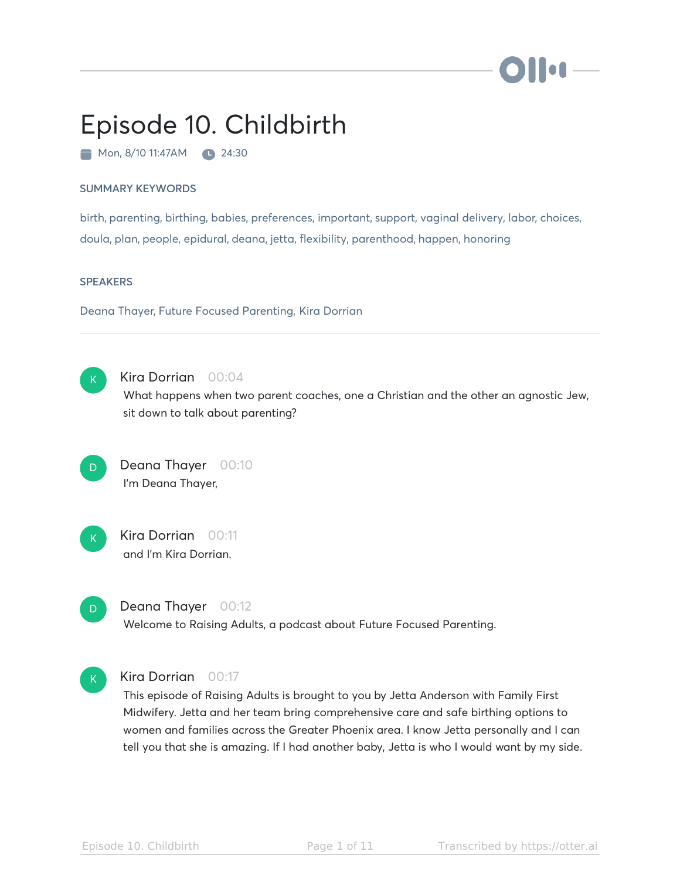# Episode 10. Childbirth

Mon, 8/10 11:47AM 24:30

## SUMMARY KEYWORDS

birth, parenting, birthing, babies, preferences, important, support, vaginal delivery, labor, choices, doula, plan, people, epidural, deana, jetta, flexibility, parenthood, happen, honoring

## SPEAKERS

Deana Thayer, Future Focused Parenting, Kira Dorrian

---

**Kira Dorrian** 00:04
What happens when two parent coaches, one a Christian and the other an agnostic Jew, sit down to talk about parenting?

**Deana Thayer** 00:10
I'm Deana Thayer,

**Kira Dorrian** 00:11
and I'm Kira Dorrian.

**Deana Thayer** 00:12
Welcome to Raising Adults, a podcast about Future Focused Parenting.

**Kira Dorrian** 00:17
This episode of Raising Adults is brought to you by Jetta Anderson with Family First Midwifery. Jetta and her team bring comprehensive care and safe birthing options to women and families across the Greater Phoenix area. I know Jetta personally and I can tell you that she is amazing. If I had another baby, Jetta is who I would want by my side.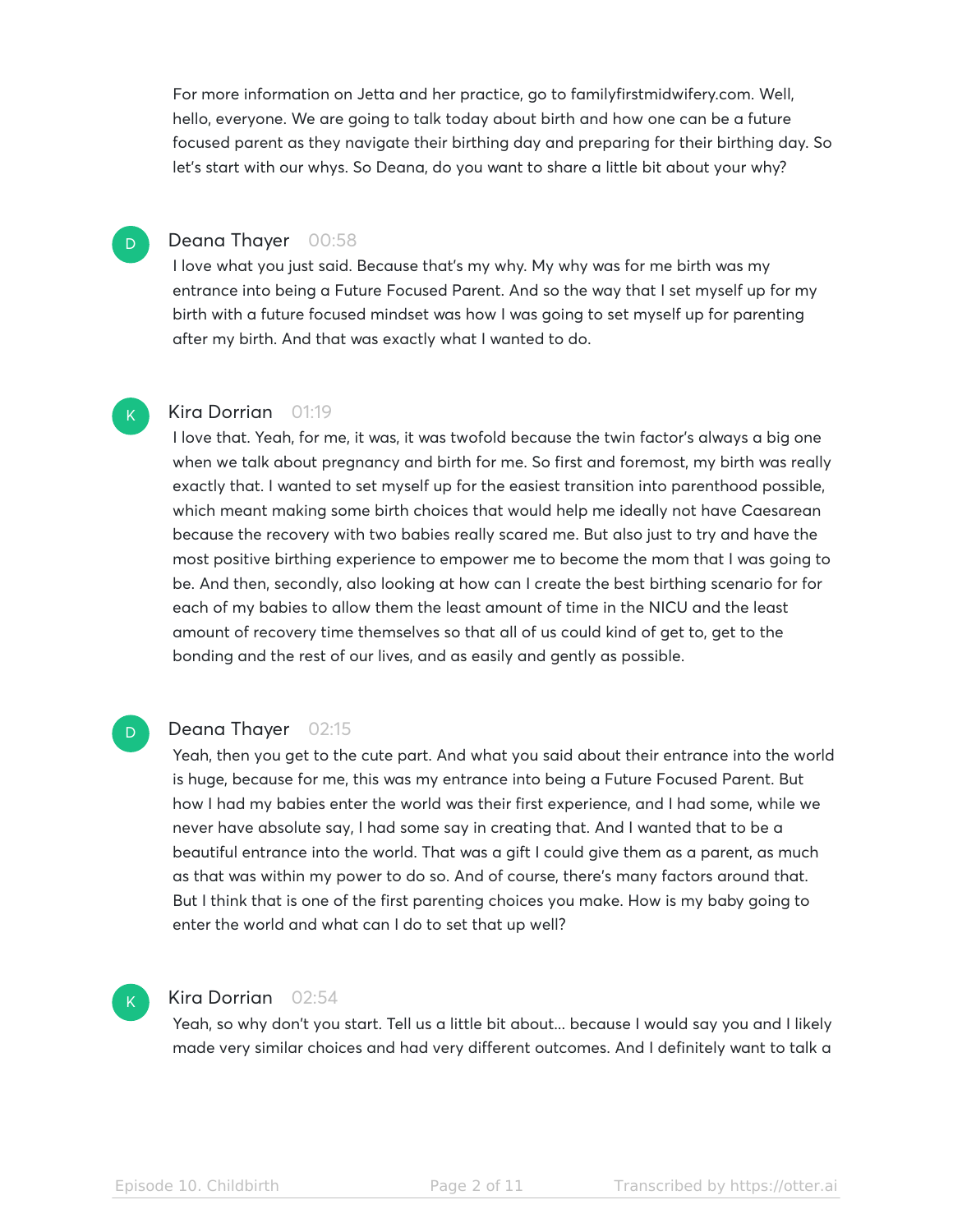For more information on Jetta and her practice, go to familyfirstmidwifery.com. Well, hello, everyone. We are going to talk today about birth and how one can be a future focused parent as they navigate their birthing day and preparing for their birthing day. So let's start with our whys. So Deana, do you want to share a little bit about your why?

**Deana Thayer** 00:58

I love what you just said. Because that's my why. My why was for me birth was my entrance into being a Future Focused Parent. And so the way that I set myself up for my birth with a future focused mindset was how I was going to set myself up for parenting after my birth. And that was exactly what I wanted to do.

**Kira Dorrian** 01:19

I love that. Yeah, for me, it was, it was twofold because the twin factor's always a big one when we talk about pregnancy and birth for me. So first and foremost, my birth was really exactly that. I wanted to set myself up for the easiest transition into parenthood possible, which meant making some birth choices that would help me ideally not have Caesarean because the recovery with two babies really scared me. But also just to try and have the most positive birthing experience to empower me to become the mom that I was going to be. And then, secondly, also looking at how can I create the best birthing scenario for for each of my babies to allow them the least amount of time in the NICU and the least amount of recovery time themselves so that all of us could kind of get to, get to the bonding and the rest of our lives, and as easily and gently as possible.

**Deana Thayer** 02:15

Yeah, then you get to the cute part. And what you said about their entrance into the world is huge, because for me, this was my entrance into being a Future Focused Parent. But how I had my babies enter the world was their first experience, and I had some, while we never have absolute say, I had some say in creating that. And I wanted that to be a beautiful entrance into the world. That was a gift I could give them as a parent, as much as that was within my power to do so. And of course, there's many factors around that. But I think that is one of the first parenting choices you make. How is my baby going to enter the world and what can I do to set that up well?

**Kira Dorrian** 02:54

Yeah, so why don't you start. Tell us a little bit about... because I would say you and I likely made very similar choices and had very different outcomes. And I definitely want to talk a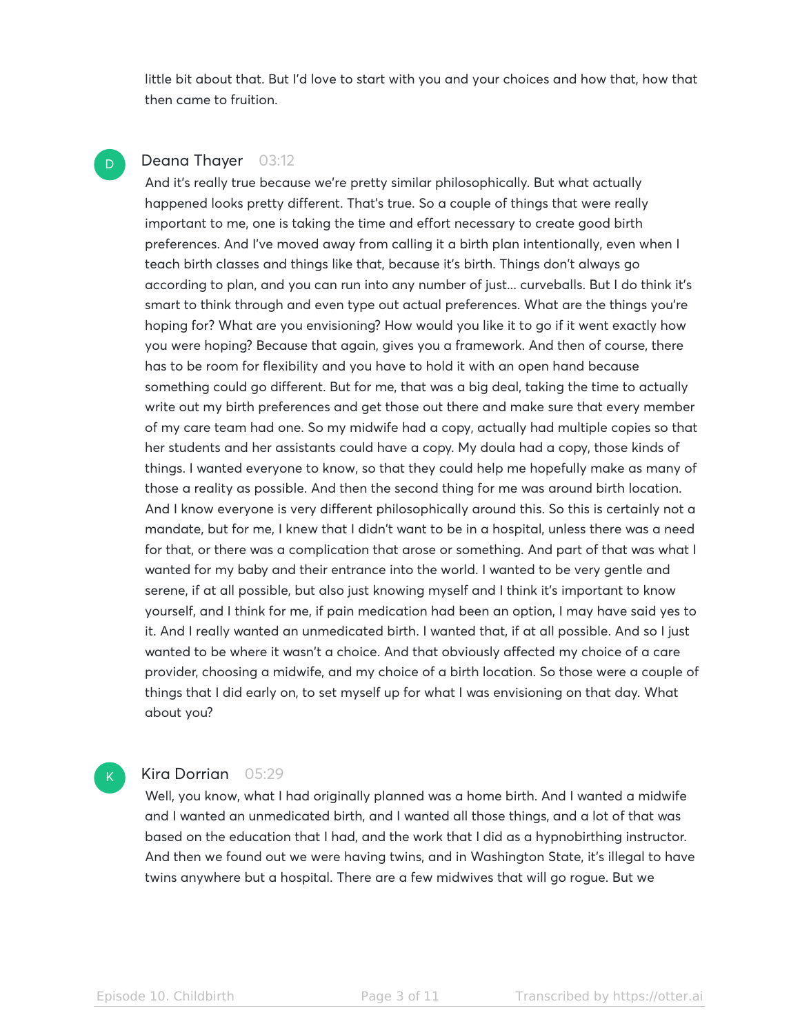little bit about that. But I'd love to start with you and your choices and how that, how that then came to fruition.

**Deana Thayer** 03:12

And it's really true because we're pretty similar philosophically. But what actually happened looks pretty different. That's true. So a couple of things that were really important to me, one is taking the time and effort necessary to create good birth preferences. And I've moved away from calling it a birth plan intentionally, even when I teach birth classes and things like that, because it's birth. Things don't always go according to plan, and you can run into any number of just... curveballs. But I do think it's smart to think through and even type out actual preferences. What are the things you're hoping for? What are you envisioning? How would you like it to go if it went exactly how you were hoping? Because that again, gives you a framework. And then of course, there has to be room for flexibility and you have to hold it with an open hand because something could go different. But for me, that was a big deal, taking the time to actually write out my birth preferences and get those out there and make sure that every member of my care team had one. So my midwife had a copy, actually had multiple copies so that her students and her assistants could have a copy. My doula had a copy, those kinds of things. I wanted everyone to know, so that they could help me hopefully make as many of those a reality as possible. And then the second thing for me was around birth location. And I know everyone is very different philosophically around this. So this is certainly not a mandate, but for me, I knew that I didn't want to be in a hospital, unless there was a need for that, or there was a complication that arose or something. And part of that was what I wanted for my baby and their entrance into the world. I wanted to be very gentle and serene, if at all possible, but also just knowing myself and I think it's important to know yourself, and I think for me, if pain medication had been an option, I may have said yes to it. And I really wanted an unmedicated birth. I wanted that, if at all possible. And so I just wanted to be where it wasn't a choice. And that obviously affected my choice of a care provider, choosing a midwife, and my choice of a birth location. So those were a couple of things that I did early on, to set myself up for what I was envisioning on that day. What about you?

**Kira Dorrian** 05:29

Well, you know, what I had originally planned was a home birth. And I wanted a midwife and I wanted an unmedicated birth, and I wanted all those things, and a lot of that was based on the education that I had, and the work that I did as a hypnobirthing instructor. And then we found out we were having twins, and in Washington State, it's illegal to have twins anywhere but a hospital. There are a few midwives that will go rogue. But we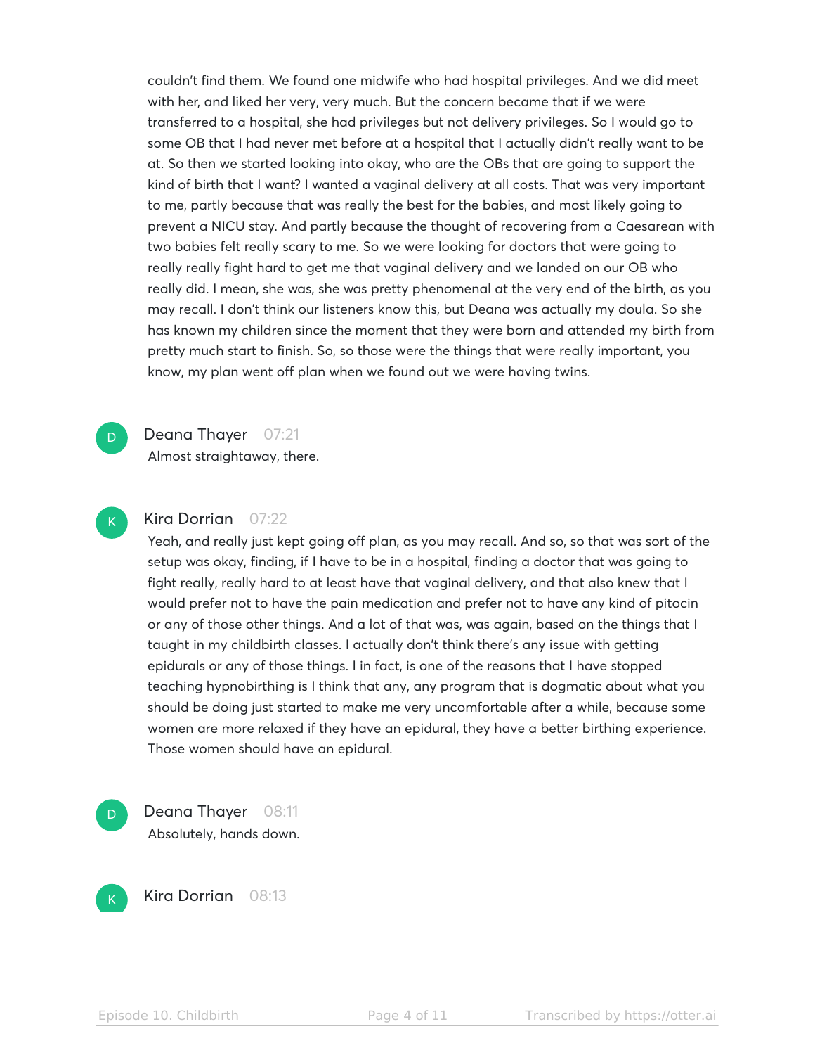couldn't find them. We found one midwife who had hospital privileges. And we did meet with her, and liked her very, very much. But the concern became that if we were transferred to a hospital, she had privileges but not delivery privileges. So I would go to some OB that I had never met before at a hospital that I actually didn't really want to be at. So then we started looking into okay, who are the OBs that are going to support the kind of birth that I want? I wanted a vaginal delivery at all costs. That was very important to me, partly because that was really the best for the babies, and most likely going to prevent a NICU stay. And partly because the thought of recovering from a Caesarean with two babies felt really scary to me. So we were looking for doctors that were going to really really fight hard to get me that vaginal delivery and we landed on our OB who really did. I mean, she was, she was pretty phenomenal at the very end of the birth, as you may recall. I don't think our listeners know this, but Deana was actually my doula. So she has known my children since the moment that they were born and attended my birth from pretty much start to finish. So, so those were the things that were really important, you know, my plan went off plan when we found out we were having twins.

**Deana Thayer** 07:21

Almost straightaway, there.

**Kira Dorrian** 07:22

Yeah, and really just kept going off plan, as you may recall. And so, so that was sort of the setup was okay, finding, if I have to be in a hospital, finding a doctor that was going to fight really, really hard to at least have that vaginal delivery, and that also knew that I would prefer not to have the pain medication and prefer not to have any kind of pitocin or any of those other things. And a lot of that was, was again, based on the things that I taught in my childbirth classes. I actually don't think there's any issue with getting epidurals or any of those things. I in fact, is one of the reasons that I have stopped teaching hypnobirthing is I think that any, any program that is dogmatic about what you should be doing just started to make me very uncomfortable after a while, because some women are more relaxed if they have an epidural, they have a better birthing experience. Those women should have an epidural.

**Deana Thayer** 08:11

Absolutely, hands down.

**Kira Dorrian** 08:13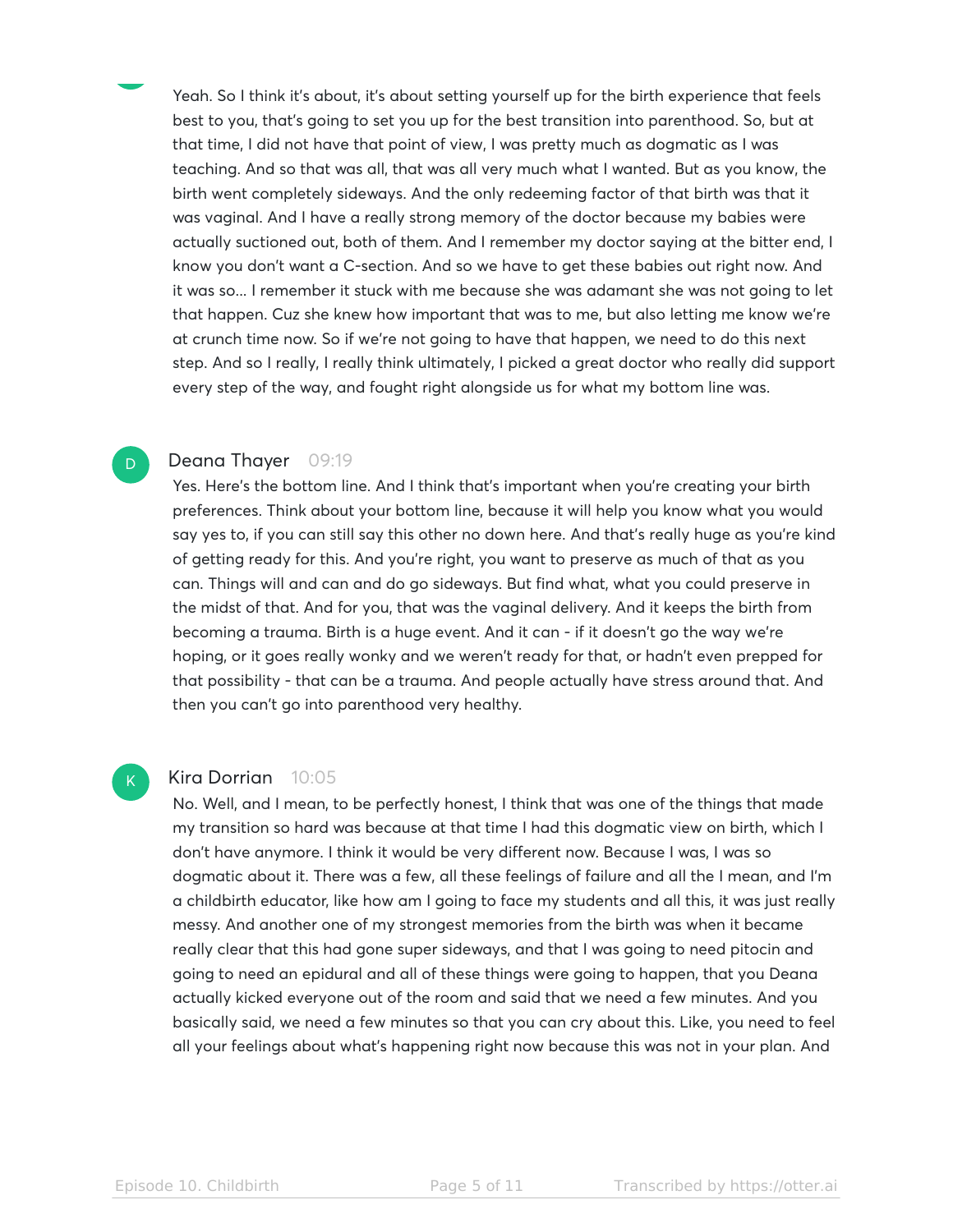Yeah. So I think it's about, it's about setting yourself up for the birth experience that feels best to you, that's going to set you up for the best transition into parenthood. So, but at that time, I did not have that point of view, I was pretty much as dogmatic as I was teaching. And so that was all, that was all very much what I wanted. But as you know, the birth went completely sideways. And the only redeeming factor of that birth was that it was vaginal. And I have a really strong memory of the doctor because my babies were actually suctioned out, both of them. And I remember my doctor saying at the bitter end, I know you don't want a C-section. And so we have to get these babies out right now. And it was so... I remember it stuck with me because she was adamant she was not going to let that happen. Cuz she knew how important that was to me, but also letting me know we're at crunch time now. So if we're not going to have that happen, we need to do this next step. And so I really, I really think ultimately, I picked a great doctor who really did support every step of the way, and fought right alongside us for what my bottom line was.

**Deana Thayer** 09:19

Yes. Here's the bottom line. And I think that's important when you're creating your birth preferences. Think about your bottom line, because it will help you know what you would say yes to, if you can still say this other no down here. And that's really huge as you're kind of getting ready for this. And you're right, you want to preserve as much of that as you can. Things will and can and do go sideways. But find what, what you could preserve in the midst of that. And for you, that was the vaginal delivery. And it keeps the birth from becoming a trauma. Birth is a huge event. And it can - if it doesn't go the way we're hoping, or it goes really wonky and we weren't ready for that, or hadn't even prepped for that possibility - that can be a trauma. And people actually have stress around that. And then you can't go into parenthood very healthy.

**Kira Dorrian** 10:05

No. Well, and I mean, to be perfectly honest, I think that was one of the things that made my transition so hard was because at that time I had this dogmatic view on birth, which I don't have anymore. I think it would be very different now. Because I was, I was so dogmatic about it. There was a few, all these feelings of failure and all the I mean, and I'm a childbirth educator, like how am I going to face my students and all this, it was just really messy. And another one of my strongest memories from the birth was when it became really clear that this had gone super sideways, and that I was going to need pitocin and going to need an epidural and all of these things were going to happen, that you Deana actually kicked everyone out of the room and said that we need a few minutes. And you basically said, we need a few minutes so that you can cry about this. Like, you need to feel all your feelings about what's happening right now because this was not in your plan. And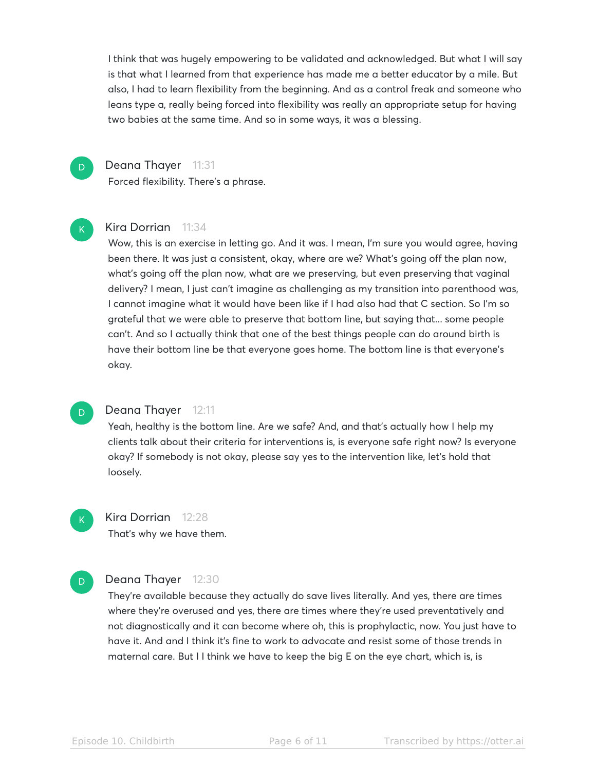I think that was hugely empowering to be validated and acknowledged. But what I will say is that what I learned from that experience has made me a better educator by a mile. But also, I had to learn flexibility from the beginning. And as a control freak and someone who leans type a, really being forced into flexibility was really an appropriate setup for having two babies at the same time. And so in some ways, it was a blessing.

**Deana Thayer** 11:31

Forced flexibility. There's a phrase.

**Kira Dorrian** 11:34

Wow, this is an exercise in letting go. And it was. I mean, I'm sure you would agree, having been there. It was just a consistent, okay, where are we? What's going off the plan now, what's going off the plan now, what are we preserving, but even preserving that vaginal delivery? I mean, I just can't imagine as challenging as my transition into parenthood was, I cannot imagine what it would have been like if I had also had that C section. So I'm so grateful that we were able to preserve that bottom line, but saying that... some people can't. And so I actually think that one of the best things people can do around birth is have their bottom line be that everyone goes home. The bottom line is that everyone's okay.

**Deana Thayer** 12:11

Yeah, healthy is the bottom line. Are we safe? And, and that's actually how I help my clients talk about their criteria for interventions is, is everyone safe right now? Is everyone okay? If somebody is not okay, please say yes to the intervention like, let's hold that loosely.

**Kira Dorrian** 12:28

That's why we have them.

**Deana Thayer** 12:30

They're available because they actually do save lives literally. And yes, there are times where they're overused and yes, there are times where they're used preventatively and not diagnostically and it can become where oh, this is prophylactic, now. You just have to have it. And and I think it's fine to work to advocate and resist some of those trends in maternal care. But I I think we have to keep the big E on the eye chart, which is, is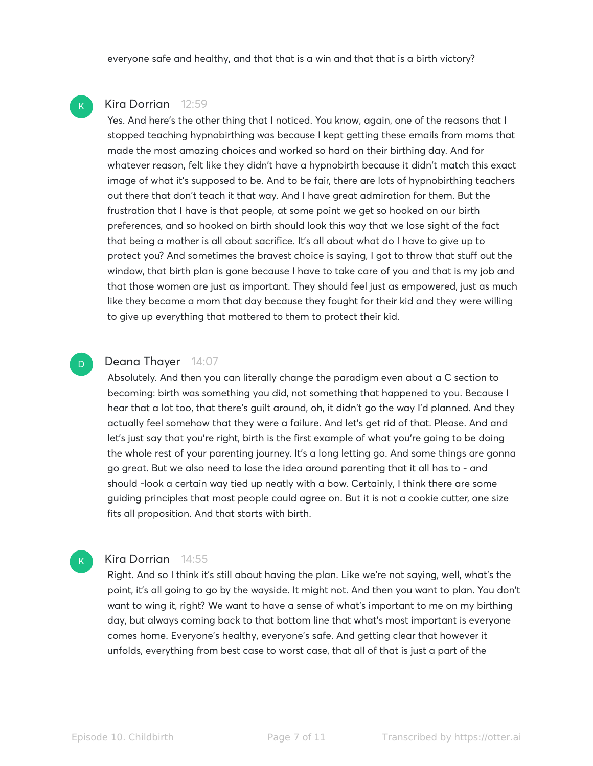everyone safe and healthy, and that that is a win and that that is a birth victory?

K

Kira Dorrian 12:59

Yes. And here's the other thing that I noticed. You know, again, one of the reasons that I stopped teaching hypnobirthing was because I kept getting these emails from moms that made the most amazing choices and worked so hard on their birthing day. And for whatever reason, felt like they didn't have a hypnobirth because it didn't match this exact image of what it's supposed to be. And to be fair, there are lots of hypnobirthing teachers out there that don't teach it that way. And I have great admiration for them. But the frustration that I have is that people, at some point we get so hooked on our birth preferences, and so hooked on birth should look this way that we lose sight of the fact that being a mother is all about sacrifice. It's all about what do I have to give up to protect you? And sometimes the bravest choice is saying, I got to throw that stuff out the window, that birth plan is gone because I have to take care of you and that is my job and that those women are just as important. They should feel just as empowered, just as much like they became a mom that day because they fought for their kid and they were willing to give up everything that mattered to them to protect their kid.

D

Deana Thayer 14:07

Absolutely. And then you can literally change the paradigm even about a C section to becoming: birth was something you did, not something that happened to you. Because I hear that a lot too, that there's guilt around, oh, it didn't go the way I'd planned. And they actually feel somehow that they were a failure. And let's get rid of that. Please. And and let's just say that you're right, birth is the first example of what you're going to be doing the whole rest of your parenting journey. It's a long letting go. And some things are gonna go great. But we also need to lose the idea around parenting that it all has to - and should -look a certain way tied up neatly with a bow. Certainly, I think there are some guiding principles that most people could agree on. But it is not a cookie cutter, one size fits all proposition. And that starts with birth.

K

Kira Dorrian 14:55

Right. And so I think it's still about having the plan. Like we're not saying, well, what's the point, it's all going to go by the wayside. It might not. And then you want to plan. You don't want to wing it, right? We want to have a sense of what's important to me on my birthing day, but always coming back to that bottom line that what's most important is everyone comes home. Everyone's healthy, everyone's safe. And getting clear that however it unfolds, everything from best case to worst case, that all of that is just a part of the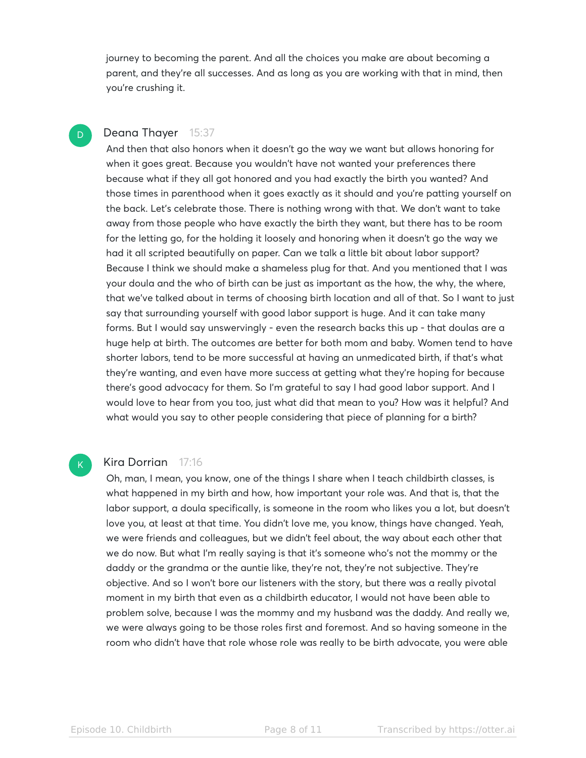journey to becoming the parent. And all the choices you make are about becoming a parent, and they're all successes. And as long as you are working with that in mind, then you're crushing it.

**Deana Thayer** 15:37

And then that also honors when it doesn't go the way we want but allows honoring for when it goes great. Because you wouldn't have not wanted your preferences there because what if they all got honored and you had exactly the birth you wanted? And those times in parenthood when it goes exactly as it should and you're patting yourself on the back. Let's celebrate those. There is nothing wrong with that. We don't want to take away from those people who have exactly the birth they want, but there has to be room for the letting go, for the holding it loosely and honoring when it doesn't go the way we had it all scripted beautifully on paper. Can we talk a little bit about labor support? Because I think we should make a shameless plug for that. And you mentioned that I was your doula and the who of birth can be just as important as the how, the why, the where, that we've talked about in terms of choosing birth location and all of that. So I want to just say that surrounding yourself with good labor support is huge. And it can take many forms. But I would say unswervingly - even the research backs this up - that doulas are a huge help at birth. The outcomes are better for both mom and baby. Women tend to have shorter labors, tend to be more successful at having an unmedicated birth, if that's what they're wanting, and even have more success at getting what they're hoping for because there's good advocacy for them. So I'm grateful to say I had good labor support. And I would love to hear from you too, just what did that mean to you? How was it helpful? And what would you say to other people considering that piece of planning for a birth?

**Kira Dorrian** 17:16

Oh, man, I mean, you know, one of the things I share when I teach childbirth classes, is what happened in my birth and how, how important your role was. And that is, that the labor support, a doula specifically, is someone in the room who likes you a lot, but doesn't love you, at least at that time. You didn't love me, you know, things have changed. Yeah, we were friends and colleagues, but we didn't feel about, the way about each other that we do now. But what I'm really saying is that it's someone who's not the mommy or the daddy or the grandma or the auntie like, they're not, they're not subjective. They're objective. And so I won't bore our listeners with the story, but there was a really pivotal moment in my birth that even as a childbirth educator, I would not have been able to problem solve, because I was the mommy and my husband was the daddy. And really we, we were always going to be those roles first and foremost. And so having someone in the room who didn't have that role whose role was really to be birth advocate, you were able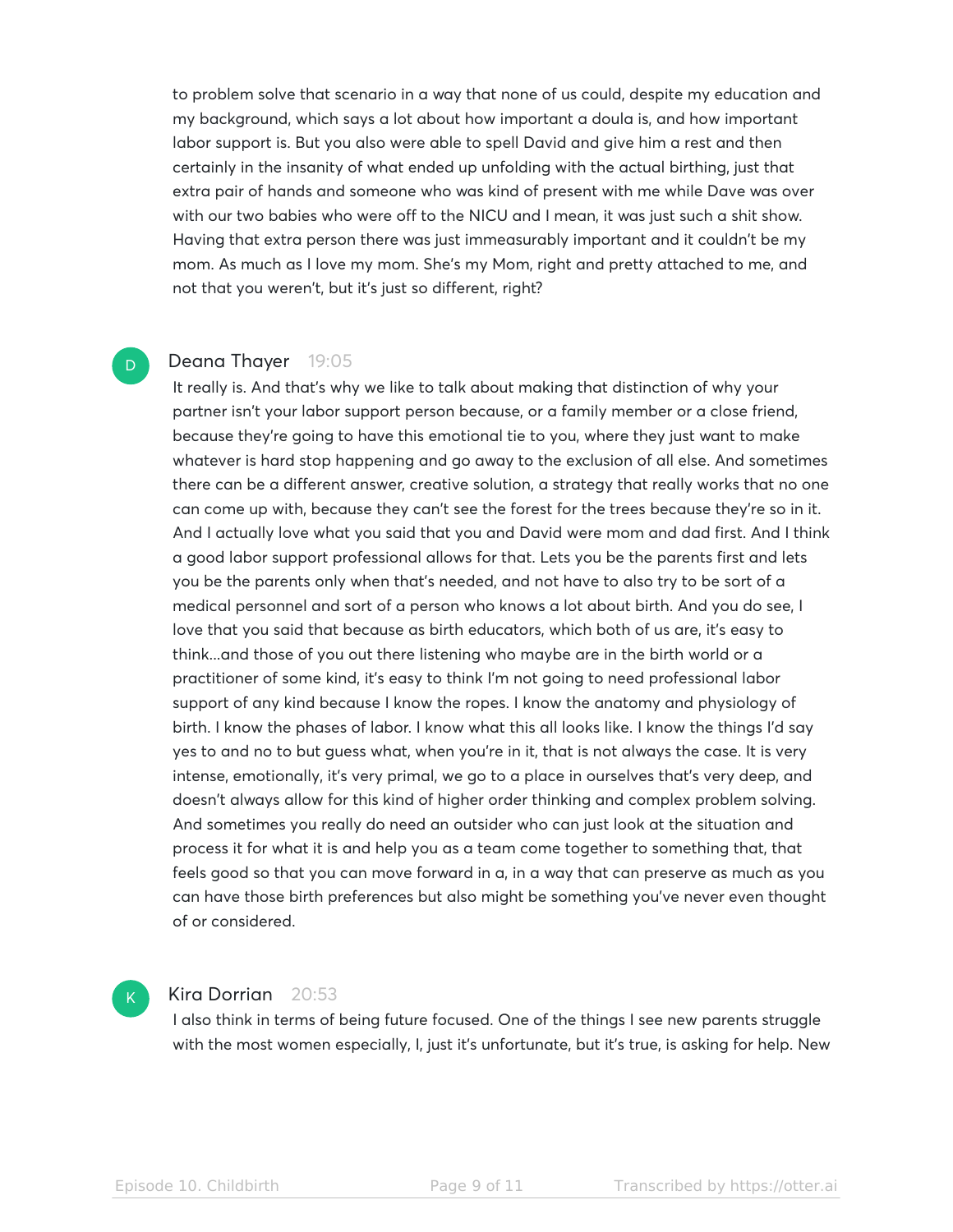to problem solve that scenario in a way that none of us could, despite my education and my background, which says a lot about how important a doula is, and how important labor support is. But you also were able to spell David and give him a rest and then certainly in the insanity of what ended up unfolding with the actual birthing, just that extra pair of hands and someone who was kind of present with me while Dave was over with our two babies who were off to the NICU and I mean, it was just such a shit show. Having that extra person there was just immeasurably important and it couldn't be my mom. As much as I love my mom. She's my Mom, right and pretty attached to me, and not that you weren't, but it's just so different, right?

D

**Deana Thayer** 19:05

It really is. And that's why we like to talk about making that distinction of why your partner isn't your labor support person because, or a family member or a close friend, because they're going to have this emotional tie to you, where they just want to make whatever is hard stop happening and go away to the exclusion of all else. And sometimes there can be a different answer, creative solution, a strategy that really works that no one can come up with, because they can't see the forest for the trees because they're so in it. And I actually love what you said that you and David were mom and dad first. And I think a good labor support professional allows for that. Lets you be the parents first and lets you be the parents only when that's needed, and not have to also try to be sort of a medical personnel and sort of a person who knows a lot about birth. And you do see, I love that you said that because as birth educators, which both of us are, it's easy to think...and those of you out there listening who maybe are in the birth world or a practitioner of some kind, it's easy to think I'm not going to need professional labor support of any kind because I know the ropes. I know the anatomy and physiology of birth. I know the phases of labor. I know what this all looks like. I know the things I'd say yes to and no to but guess what, when you're in it, that is not always the case. It is very intense, emotionally, it's very primal, we go to a place in ourselves that's very deep, and doesn't always allow for this kind of higher order thinking and complex problem solving. And sometimes you really do need an outsider who can just look at the situation and process it for what it is and help you as a team come together to something that, that feels good so that you can move forward in a, in a way that can preserve as much as you can have those birth preferences but also might be something you've never even thought of or considered.

K

**Kira Dorrian** 20:53

I also think in terms of being future focused. One of the things I see new parents struggle with the most women especially, I, just it's unfortunate, but it's true, is asking for help. New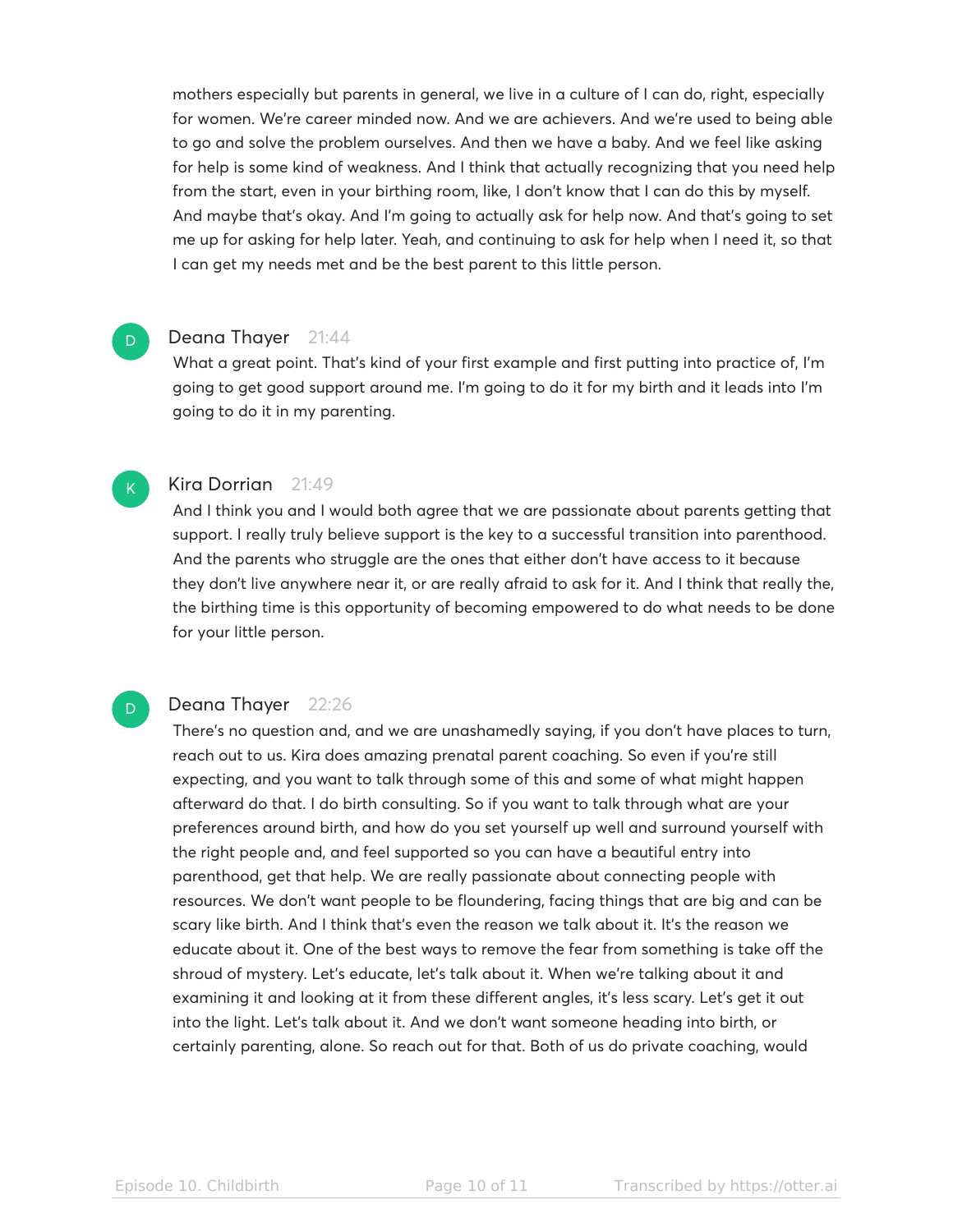mothers especially but parents in general, we live in a culture of I can do, right, especially for women. We're career minded now. And we are achievers. And we're used to being able to go and solve the problem ourselves. And then we have a baby. And we feel like asking for help is some kind of weakness. And I think that actually recognizing that you need help from the start, even in your birthing room, like, I don't know that I can do this by myself. And maybe that's okay. And I'm going to actually ask for help now. And that's going to set me up for asking for help later. Yeah, and continuing to ask for help when I need it, so that I can get my needs met and be the best parent to this little person.

**Deana Thayer** 21:44

What a great point. That's kind of your first example and first putting into practice of, I'm going to get good support around me. I'm going to do it for my birth and it leads into I'm going to do it in my parenting.

**Kira Dorrian** 21:49

And I think you and I would both agree that we are passionate about parents getting that support. I really truly believe support is the key to a successful transition into parenthood. And the parents who struggle are the ones that either don't have access to it because they don't live anywhere near it, or are really afraid to ask for it. And I think that really the, the birthing time is this opportunity of becoming empowered to do what needs to be done for your little person.

**Deana Thayer** 22:26

There's no question and, and we are unashamedly saying, if you don't have places to turn, reach out to us. Kira does amazing prenatal parent coaching. So even if you're still expecting, and you want to talk through some of this and some of what might happen afterward do that. I do birth consulting. So if you want to talk through what are your preferences around birth, and how do you set yourself up well and surround yourself with the right people and, and feel supported so you can have a beautiful entry into parenthood, get that help. We are really passionate about connecting people with resources. We don't want people to be floundering, facing things that are big and can be scary like birth. And I think that's even the reason we talk about it. It's the reason we educate about it. One of the best ways to remove the fear from something is take off the shroud of mystery. Let's educate, let's talk about it. When we're talking about it and examining it and looking at it from these different angles, it's less scary. Let's get it out into the light. Let's talk about it. And we don't want someone heading into birth, or certainly parenting, alone. So reach out for that. Both of us do private coaching, would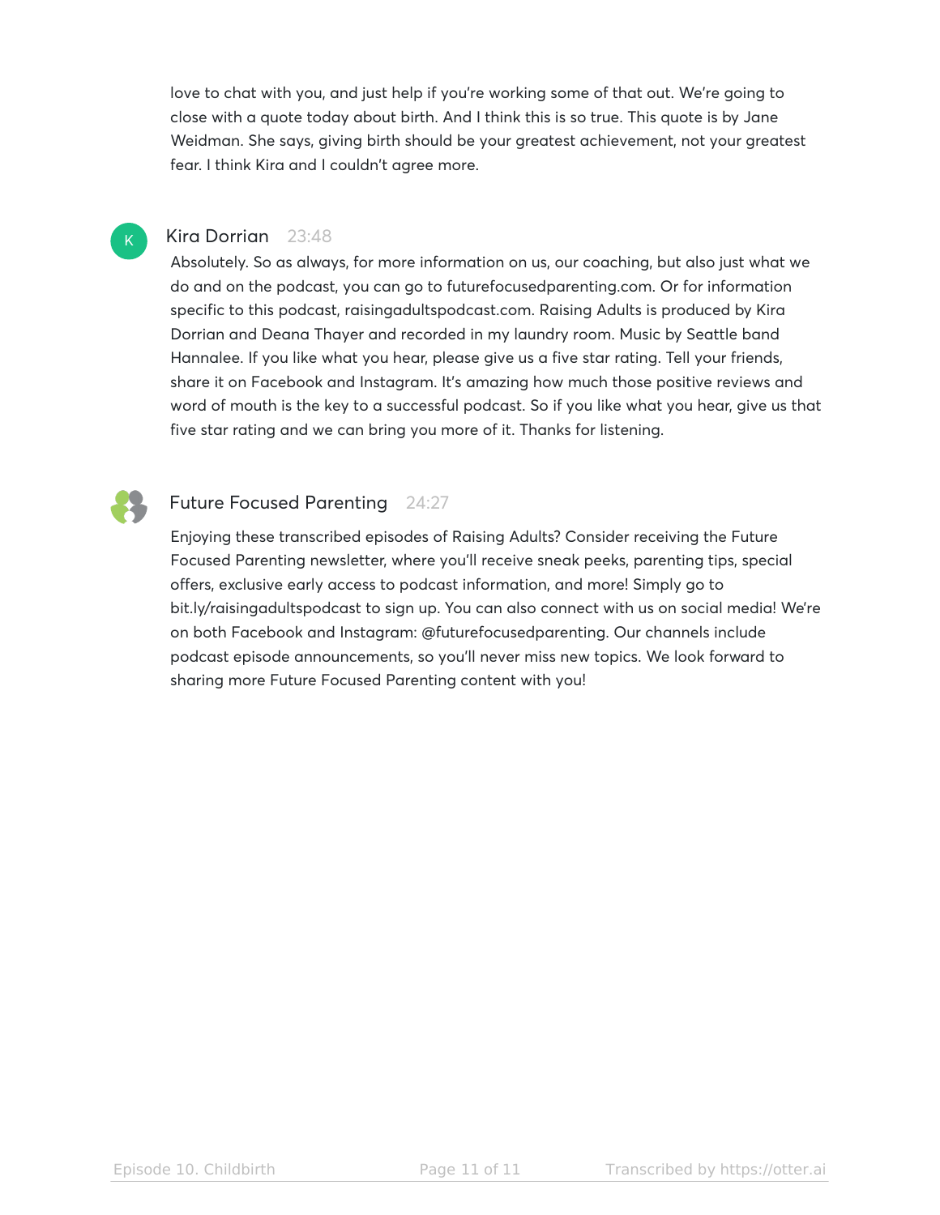love to chat with you, and just help if you're working some of that out. We're going to close with a quote today about birth. And I think this is so true. This quote is by Jane Weidman. She says, giving birth should be your greatest achievement, not your greatest fear. I think Kira and I couldn't agree more.

**Kira Dorrian** 23:48

Absolutely. So as always, for more information on us, our coaching, but also just what we do and on the podcast, you can go to futurefocusedparenting.com. Or for information specific to this podcast, raisingadultspodcast.com. Raising Adults is produced by Kira Dorrian and Deana Thayer and recorded in my laundry room. Music by Seattle band Hannalee. If you like what you hear, please give us a five star rating. Tell your friends, share it on Facebook and Instagram. It's amazing how much those positive reviews and word of mouth is the key to a successful podcast. So if you like what you hear, give us that five star rating and we can bring you more of it. Thanks for listening.

**Future Focused Parenting** 24:27

Enjoying these transcribed episodes of Raising Adults? Consider receiving the Future Focused Parenting newsletter, where you'll receive sneak peeks, parenting tips, special offers, exclusive early access to podcast information, and more! Simply go to bit.ly/raisingadultspodcast to sign up. You can also connect with us on social media! We're on both Facebook and Instagram: @futurefocusedparenting. Our channels include podcast episode announcements, so you'll never miss new topics. We look forward to sharing more Future Focused Parenting content with you!